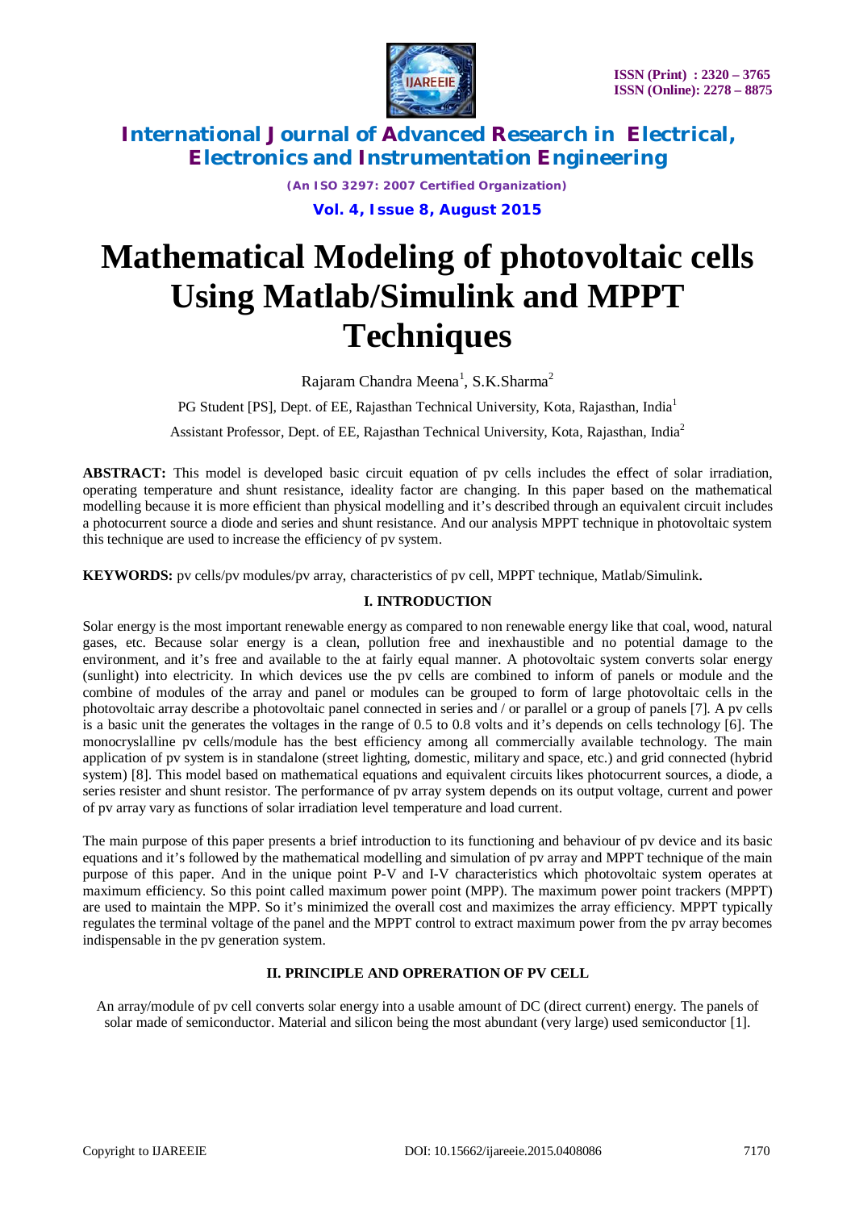# Mathematical Modeling of photovoltaic cells Using Matlab/Simulink and MPPT Techniques

Rajaram Chandra Meena[1], S.K.Sharma[2]

PG Student [PS], Dept. of EE, Rajasthan Technical University, Kota, Rajasthan, India[1]

Assistant Professor, Dept. of EE, Rajasthan Technical University, Kota, Rajasthan, India[2]

**ABSTRACT:** This model is developed basic circuit equation of pv cells includes the effect of solar irradiation, operating temperature and shunt resistance, ideality factor are changing. In this paper based on the mathematical modelling because it is more efficient than physical modelling and it's described through an equivalent circuit includes a photocurrent source a diode and series and shunt resistance. And our analysis MPPT technique in photovoltaic system this technique are used to increase the efficiency of pv system.

**KEYWORDS:** pv cells/pv modules/pv array, characteristics of pv cell, MPPT technique, Matlab/Simulink**.**

## I. INTRODUCTION

Solar energy is the most important renewable energy as compared to non renewable energy like that coal, wood, natural gases, etc. Because solar energy is a clean, pollution free and inexhaustible and no potential damage to the environment, and it's free and available to the at fairly equal manner. A photovoltaic system converts solar energy (sunlight) into electricity. In which devices use the pv cells are combined to inform of panels or module and the combine of modules of the array and panel or modules can be grouped to form of large photovoltaic cells in the photovoltaic array describe a photovoltaic panel connected in series and / or parallel or a group of panels [7]. A pv cells is a basic unit the generates the voltages in the range of 0.5 to 0.8 volts and it's depends on cells technology [6]. The monocryslalline pv cells/module has the best efficiency among all commercially available technology. The main application of pv system is in standalone (street lighting, domestic, military and space, etc.) and grid connected (hybrid system) [8]. This model based on mathematical equations and equivalent circuits likes photocurrent sources, a diode, a series resister and shunt resistor. The performance of pv array system depends on its output voltage, current and power of pv array vary as functions of solar irradiation level temperature and load current.

The main purpose of this paper presents a brief introduction to its functioning and behaviour of pv device and its basic equations and it's followed by the mathematical modelling and simulation of pv array and MPPT technique of the main purpose of this paper. And in the unique point P-V and I-V characteristics which photovoltaic system operates at maximum efficiency. So this point called maximum power point (MPP). The maximum power point trackers (MPPT) are used to maintain the MPP. So it's minimized the overall cost and maximizes the array efficiency. MPPT typically regulates the terminal voltage of the panel and the MPPT control to extract maximum power from the pv array becomes indispensable in the pv generation system.

## II. PRINCIPLE AND OPRERATION OF PV CELL

An array/module of pv cell converts solar energy into a usable amount of DC (direct current) energy. The panels of solar made of semiconductor. Material and silicon being the most abundant (very large) used semiconductor [1].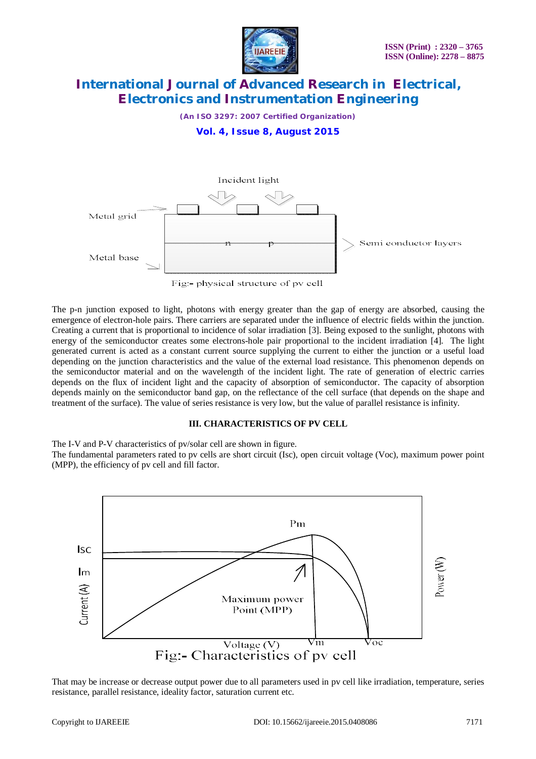Fig:- physical structure of pv cell

The p-n junction exposed to light, photons with energy greater than the gap of energy are absorbed, causing the emergence of electron-hole pairs. There carriers are separated under the influence of electric fields within the junction. Creating a current that is proportional to incidence of solar irradiation [3]. Being exposed to the sunlight, photons with energy of the semiconductor creates some electrons-hole pair proportional to the incident irradiation [4]. The light generated current is acted as a constant current source supplying the current to either the junction or a useful load depending on the junction characteristics and the value of the external load resistance. This phenomenon depends on the semiconductor material and on the wavelength of the incident light. The rate of generation of electric carries depends on the flux of incident light and the capacity of absorption of semiconductor. The capacity of absorption depends mainly on the semiconductor band gap, on the reflectance of the cell surface (that depends on the shape and treatment of the surface). The value of series resistance is very low, but the value of parallel resistance is infinity.

## III. CHARACTERISTICS OF PV CELL

The I-V and P-V characteristics of pv/solar cell are shown in figure.
The fundamental parameters rated to pv cells are short circuit (Isc), open circuit voltage (Voc), maximum power point (MPP), the efficiency of pv cell and fill factor.

Fig:- Characteristics of pv cell

That may be increase or decrease output power due to all parameters used in pv cell like irradiation, temperature, series resistance, parallel resistance, ideality factor, saturation current etc.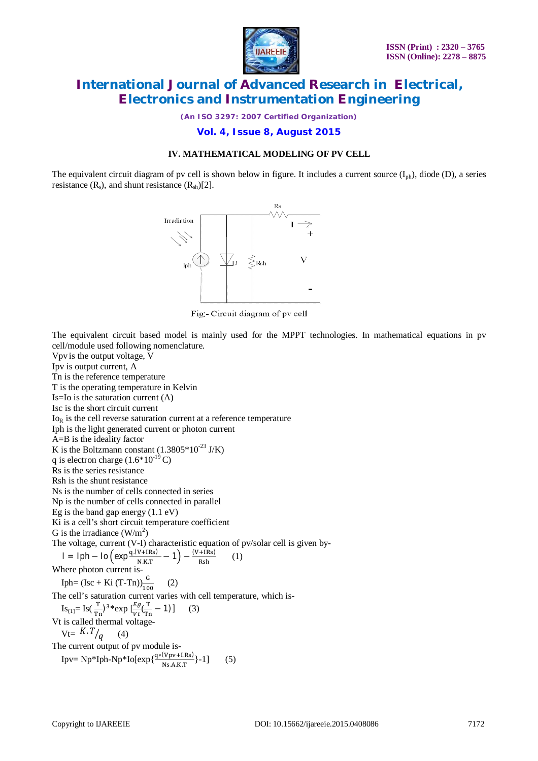### IV. MATHEMATICAL MODELING OF PV CELL

The equivalent circuit diagram of pv cell is shown below in figure. It includes a current source ($I_{ph}$), diode (D), a series resistance ($R_s$), and shunt resistance ($R_{sh}$)[2].

Fig:- Circuit diagram of pv cell

The equivalent circuit based model is mainly used for the MPPT technologies. In mathematical equations in pv cell/module used following nomenclature.

Vpv is the output voltage, V

Ipv is output current, A

Tn is the reference temperature

T is the operating temperature in Kelvin

Is=Io is the saturation current (A)

Isc is the short circuit current

$Io_R$ is the cell reverse saturation current at a reference temperature

Iph is the light generated current or photon current

A=B is the ideality factor

K is the Boltzmann constant ($1.3805 \times 10^{-23}$ J/K)

q is electron charge ($1.6 \times 10^{-19}$ C)

Rs is the series resistance

Rsh is the shunt resistance

Ns is the number of cells connected in series

Np is the number of cells connected in parallel

Eg is the band gap energy (1.1 eV)

Ki is a cell's short circuit temperature coefficient

G is the irradiance (W/m$^2$)

The voltage, current (V-I) characteristic equation of pv/solar cell is given by-

$$I = Iph - Io\left(\exp\frac{q.(V+IRs)}{N.K.T} - 1\right) - \frac{(V+IRs)}{Rsh} \qquad (1)$$

Where photon current is-

$$Iph = (Isc + Ki\,(T\text{-}Tn))\frac{G}{100} \qquad (2)$$

The cell's saturation current varies with cell temperature, which is-

$$Is_{(T)} = Is\left(\frac{T}{Tn}\right)^3 * \exp\left[\frac{Eg}{Vt}\left(\frac{T}{Tn} - 1\right)\right] \qquad (3)$$

Vt is called thermal voltage-

$$Vt = {K.T}/{q} \qquad (4)$$

The current output of pv module is-

$$Ipv = Np*Iph - Np*Io\left[\exp\left\{\frac{q*(Vpv+I.Rs)}{Ns.A.K.T}\right\} - 1\right] \qquad (5)$$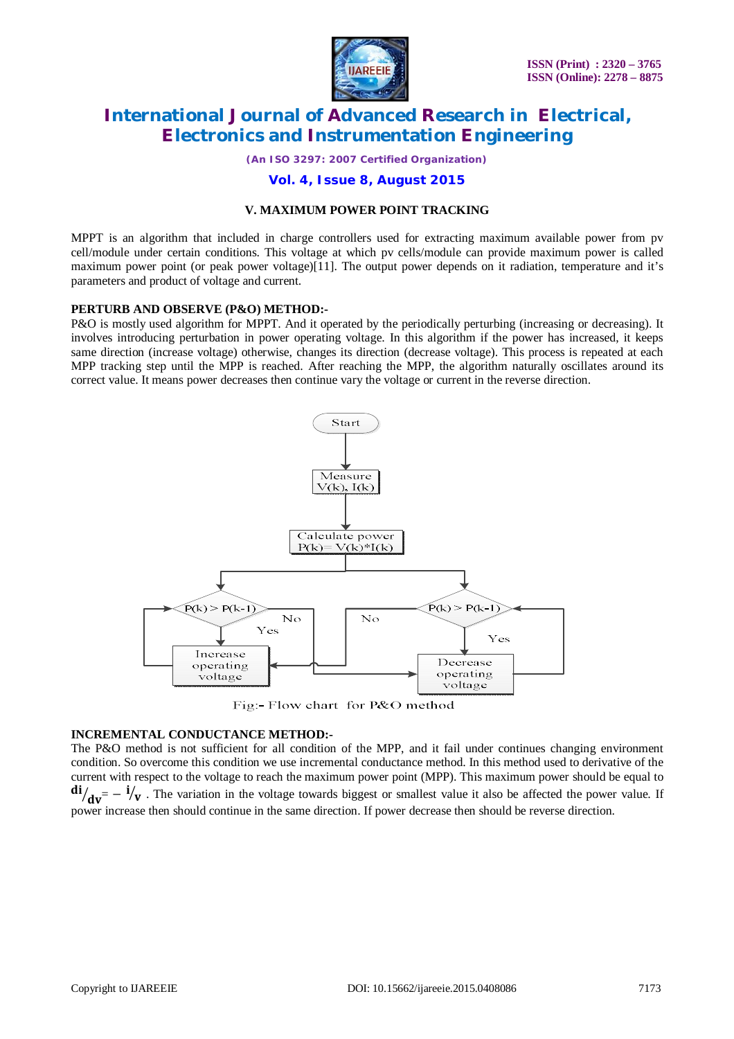### V. MAXIMUM POWER POINT TRACKING

MPPT is an algorithm that included in charge controllers used for extracting maximum available power from pv cell/module under certain conditions. This voltage at which pv cells/module can provide maximum power is called maximum power point (or peak power voltage)[11]. The output power depends on it radiation, temperature and it's parameters and product of voltage and current.

**PERTURB AND OBSERVE (P&O) METHOD:-**

P&O is mostly used algorithm for MPPT. And it operated by the periodically perturbing (increasing or decreasing). It involves introducing perturbation in power operating voltage. In this algorithm if the power has increased, it keeps same direction (increase voltage) otherwise, changes its direction (decrease voltage). This process is repeated at each MPP tracking step until the MPP is reached. After reaching the MPP, the algorithm naturally oscillates around its correct value. It means power decreases then continue vary the voltage or current in the reverse direction.

Start → Measure V(k), I(k) → Calculate power P(k)= V(k)*I(k) → P(k) > P(k-1) (Yes: Increase operating voltage; No) / P(k) > P(k-1) (Yes: Decrease operating voltage; No)

Fig:- Flow chart for P&O method

**INCREMENTAL CONDUCTANCE METHOD:-**

The P&O method is not sufficient for all condition of the MPP, and it fail under continues changing environment condition. So overcome this condition we use incremental conductance method. In this method used to derivative of the current with respect to the voltage to reach the maximum power point (MPP). This maximum power should be equal to $di/dv = -i/v$ . The variation in the voltage towards biggest or smallest value it also be affected the power value. If power increase then should continue in the same direction. If power decrease then should be reverse direction.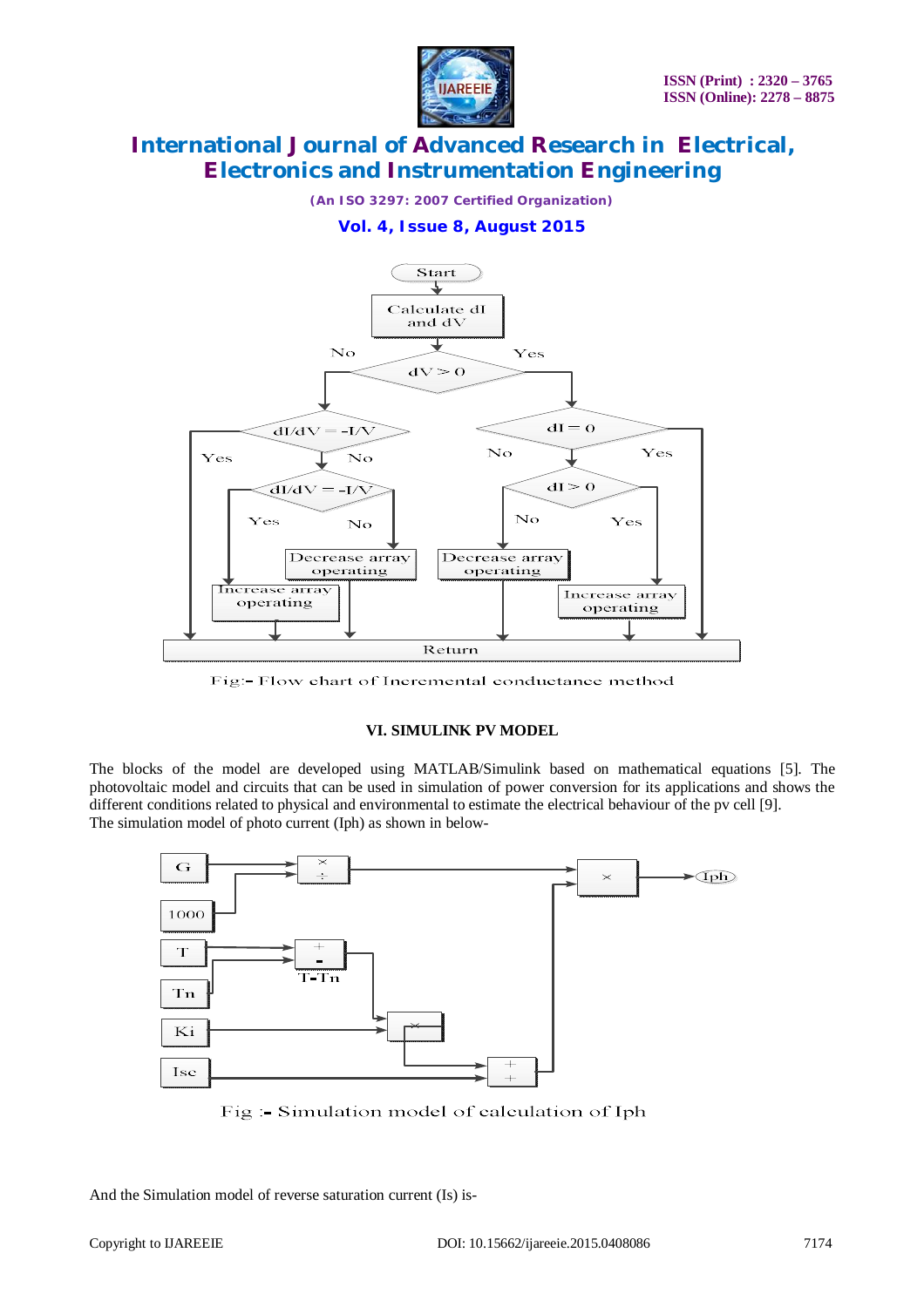Fig:- Flow chart of Incremental conductance method

### VI. SIMULINK PV MODEL

The blocks of the model are developed using MATLAB/Simulink based on mathematical equations [5]. The photovoltaic model and circuits that can be used in simulation of power conversion for its applications and shows the different conditions related to physical and environmental to estimate the electrical behaviour of the pv cell [9].
The simulation model of photo current (Iph) as shown in below-

Fig :- Simulation model of calculation of Iph

And the Simulation model of reverse saturation current (Is) is-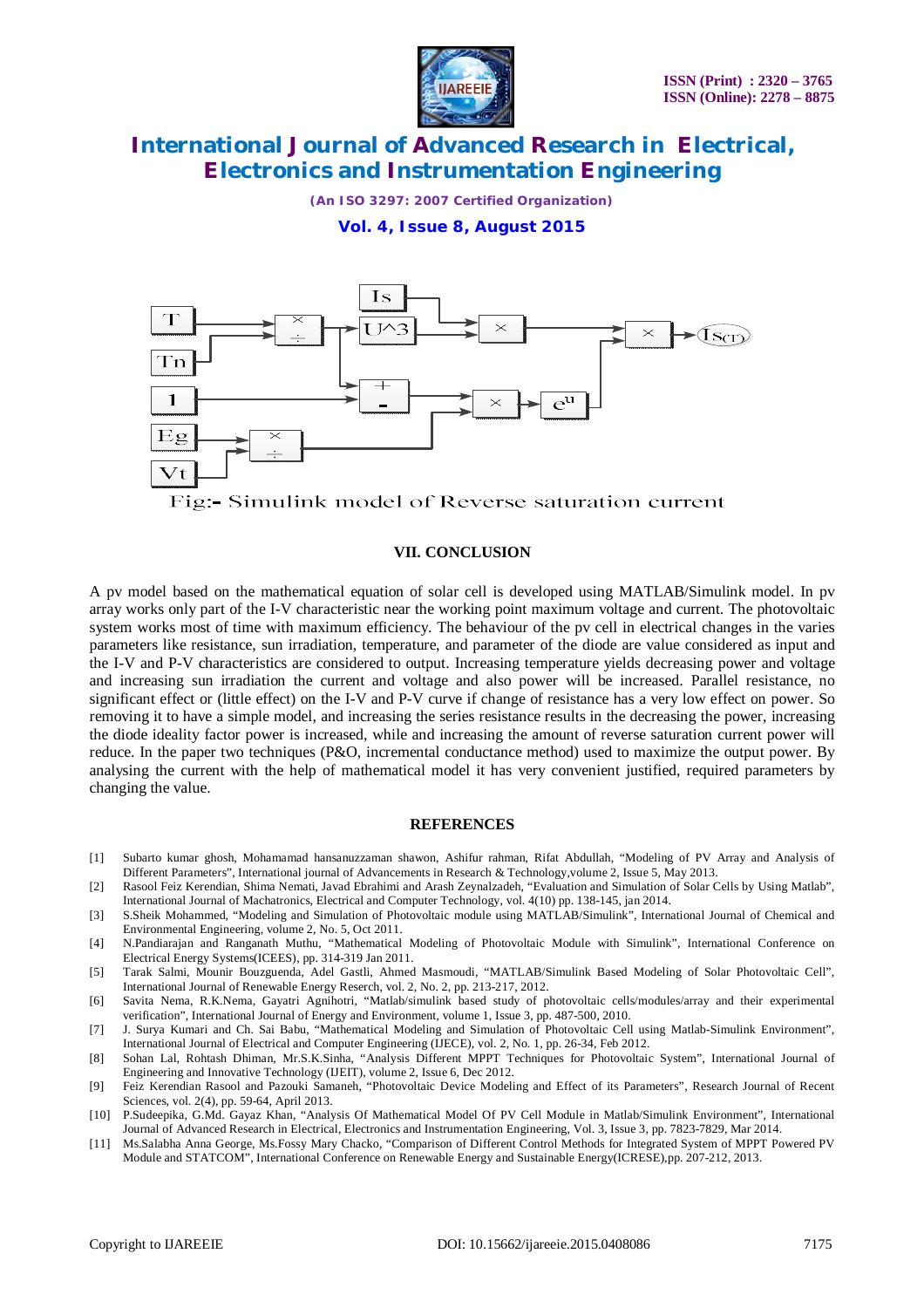T

Tn

1

Eg

Vt

Is

U^3

$e^u$

$I_{S(T)}$

Fig:- Simulink model of Reverse saturation current

## VII. CONCLUSION

A pv model based on the mathematical equation of solar cell is developed using MATLAB/Simulink model. In pv array works only part of the I-V characteristic near the working point maximum voltage and current. The photovoltaic system works most of time with maximum efficiency. The behaviour of the pv cell in electrical changes in the varies parameters like resistance, sun irradiation, temperature, and parameter of the diode are value considered as input and the I-V and P-V characteristics are considered to output. Increasing temperature yields decreasing power and voltage and increasing sun irradiation the current and voltage and also power will be increased. Parallel resistance, no significant effect or (little effect) on the I-V and P-V curve if change of resistance has a very low effect on power. So removing it to have a simple model, and increasing the series resistance results in the decreasing the power, increasing the diode ideality factor power is increased, while and increasing the amount of reverse saturation current power will reduce. In the paper two techniques (P&O, incremental conductance method) used to maximize the output power. By analysing the current with the help of mathematical model it has very convenient justified, required parameters by changing the value.

## REFERENCES

[1] Subarto kumar ghosh, Mohamamad hansanuzzaman shawon, Ashifur rahman, Rifat Abdullah, "Modeling of PV Array and Analysis of Different Parameters", International journal of Advancements in Research & Technology,volume 2, Issue 5, May 2013.

[2] Rasool Feiz Kerendian, Shima Nemati, Javad Ebrahimi and Arash Zeynalzadeh, "Evaluation and Simulation of Solar Cells by Using Matlab", International Journal of Machatronics, Electrical and Computer Technology, vol. 4(10) pp. 138-145, jan 2014.

[3] S.Sheik Mohammed, "Modeling and Simulation of Photovoltaic module using MATLAB/Simulink", International Journal of Chemical and Environmental Engineering, volume 2, No. 5, Oct 2011.

[4] N.Pandiarajan and Ranganath Muthu, "Mathematical Modeling of Photovoltaic Module with Simulink", International Conference on Electrical Energy Systems(ICEES), pp. 314-319 Jan 2011.

[5] Tarak Salmi, Mounir Bouzguenda, Adel Gastli, Ahmed Masmoudi, "MATLAB/Simulink Based Modeling of Solar Photovoltaic Cell", International Journal of Renewable Energy Reserch, vol. 2, No. 2, pp. 213-217, 2012.

[6] Savita Nema, R.K.Nema, Gayatri Agnihotri, "Matlab/simulink based study of photovoltaic cells/modules/array and their experimental verification", International Journal of Energy and Environment, volume 1, Issue 3, pp. 487-500, 2010.

[7] J. Surya Kumari and Ch. Sai Babu, "Mathematical Modeling and Simulation of Photovoltaic Cell using Matlab-Simulink Environment", International Journal of Electrical and Computer Engineering (IJECE), vol. 2, No. 1, pp. 26-34, Feb 2012.

[8] Sohan Lal, Rohtash Dhiman, Mr.S.K.Sinha, "Analysis Different MPPT Techniques for Photovoltaic System", International Journal of Engineering and Innovative Technology (IJEIT), volume 2, Issue 6, Dec 2012.

[9] Feiz Kerendian Rasool and Pazouki Samaneh, "Photovoltaic Device Modeling and Effect of its Parameters", Research Journal of Recent Sciences, vol. 2(4), pp. 59-64, April 2013.

[10] P.Sudeepika, G.Md. Gayaz Khan, "Analysis Of Mathematical Model Of PV Cell Module in Matlab/Simulink Environment", International Journal of Advanced Research in Electrical, Electronics and Instrumentation Engineering, Vol. 3, Issue 3, pp. 7823-7829, Mar 2014.

[11] Ms.Salabha Anna George, Ms.Fossy Mary Chacko, "Comparison of Different Control Methods for Integrated System of MPPT Powered PV Module and STATCOM", International Conference on Renewable Energy and Sustainable Energy(ICRESE),pp. 207-212, 2013.